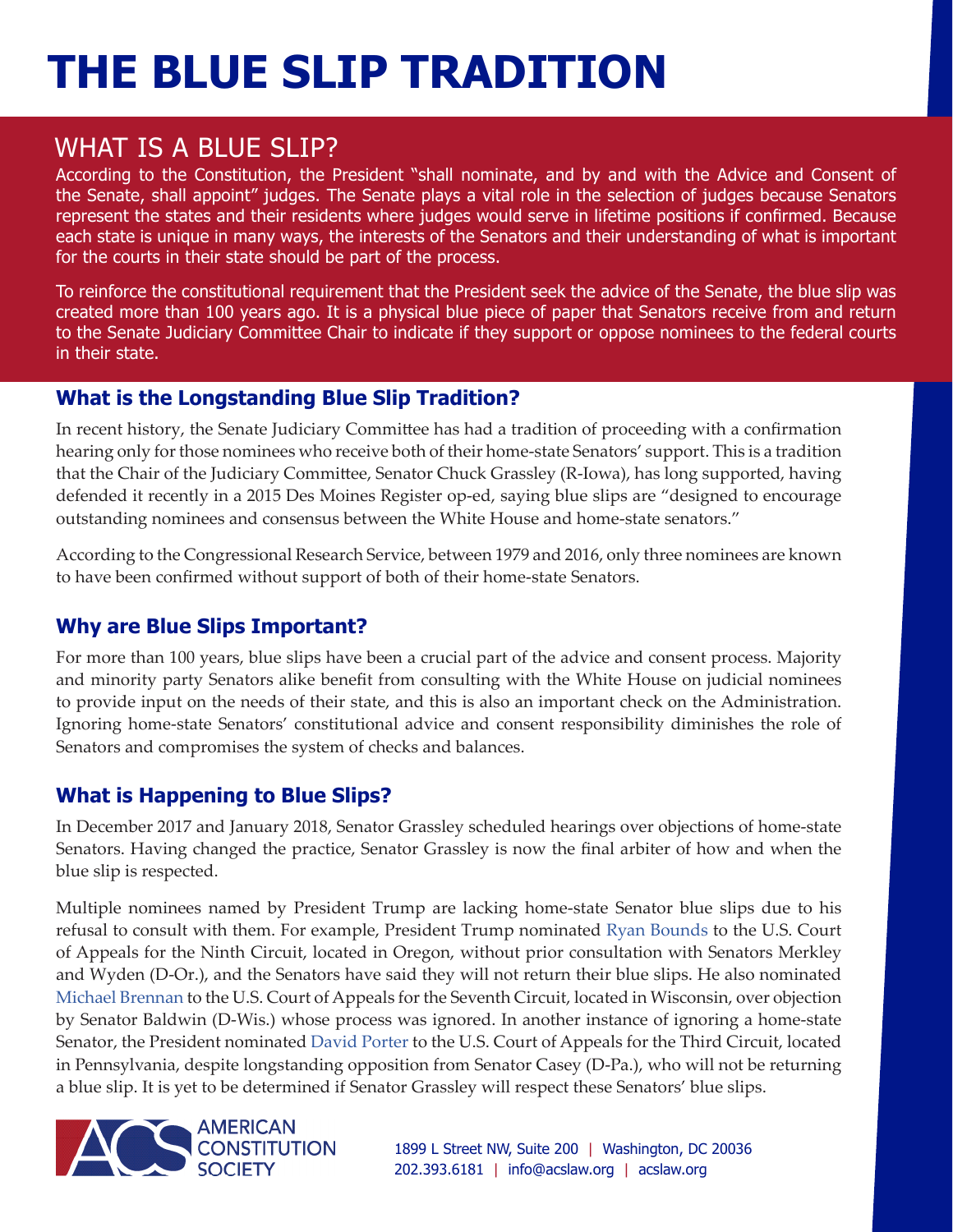# THE BLUE SLIP TRADITION

## WHAT IS A BLUE SLIP?

According to the Constitution, the President "shall nominate, and by and with the Advice and Consent of the Senate, shall appoint" judges. The Senate plays a vital role in the selection of judges because Senators represent the states and their residents where judges would serve in lifetime positions if confirmed. Because each state is unique in many ways, the interests of the Senators and their understanding of what is important for the courts in their state should be part of the process.

To reinforce the constitutional requirement that the President seek the advice of the Senate, the blue slip was created more than 100 years ago. It is a physical blue piece of paper that Senators receive from and return to the Senate Judiciary Committee Chair to indicate if they support or oppose nominees to the federal courts in their state.

### What is the Longstanding Blue Slip Tradition?

In recent history, the Senate Judiciary Committee has had a tradition of proceeding with a confirmation hearing only for those nominees who receive both of their home-state Senators' support. This is a tradition that the Chair of the Judiciary Committee, Senator Chuck Grassley (R-Iowa), has long supported, having defended it recently in a 2015 Des Moines Register op-ed, saying blue slips are "designed to encourage outstanding nominees and consensus between the White House and home-state senators."

According to the Congressional Research Service, between 1979 and 2016, only three nominees are known to have been confirmed without support of both of their home-state Senators.

### Why are Blue Slips Important?

For more than 100 years, blue slips have been a crucial part of the advice and consent process. Majority and minority party Senators alike benefit from consulting with the White House on judicial nominees to provide input on the needs of their state, and this is also an important check on the Administration. Ignoring home-state Senators' constitutional advice and consent responsibility diminishes the role of Senators and compromises the system of checks and balances.

### What is Happening to Blue Slips?

In December 2017 and January 2018, Senator Grassley scheduled hearings over objections of home-state Senators. Having changed the practice, Senator Grassley is now the final arbiter of how and when the blue slip is respected.

Multiple nominees named by President Trump are lacking home-state Senator blue slips due to his refusal to consult with them. For example, President Trump nominated Ryan Bounds to the U.S. Court of Appeals for the Ninth Circuit, located in Oregon, without prior consultation with Senators Merkley and Wyden (D-Or.), and the Senators have said they will not return their blue slips. He also nominated Michael Brennan to the U.S. Court of Appeals for the Seventh Circuit, located in Wisconsin, over objection by Senator Baldwin (D-Wis.) whose process was ignored. In another instance of ignoring a home-state Senator, the President nominated David Porter to the U.S. Court of Appeals for the Third Circuit, located in Pennsylvania, despite longstanding opposition from Senator Casey (D-Pa.), who will not be returning a blue slip. It is yet to be determined if Senator Grassley will respect these Senators' blue slips.

AMERICAN CONSTITUTION SOCIETY

1899 L Street NW, Suite 200 | Washington, DC 20036
202.393.6181 | info@acslaw.org | acslaw.org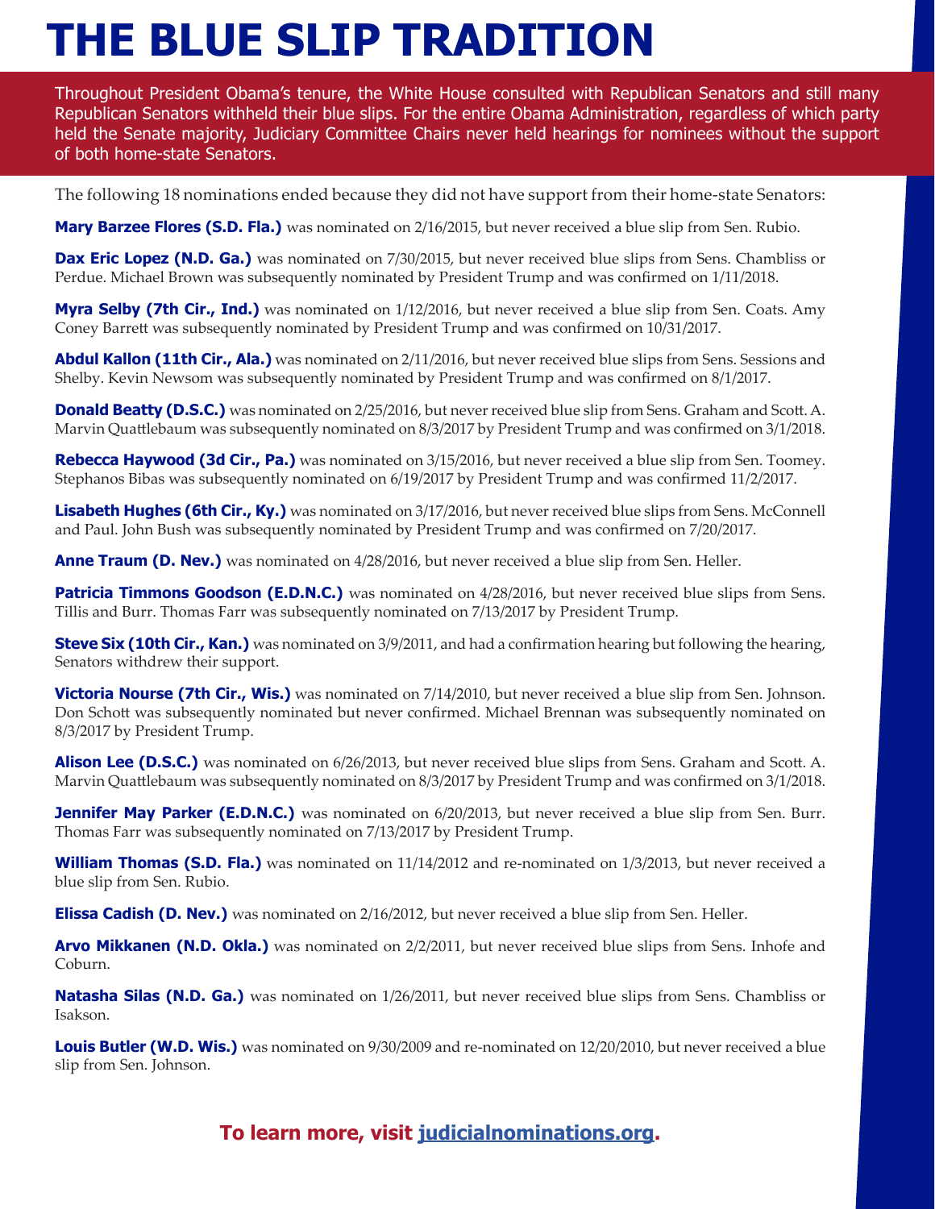# THE BLUE SLIP TRADITION

Throughout President Obama's tenure, the White House consulted with Republican Senators and still many Republican Senators withheld their blue slips. For the entire Obama Administration, regardless of which party held the Senate majority, Judiciary Committee Chairs never held hearings for nominees without the support of both home-state Senators.

The following 18 nominations ended because they did not have support from their home-state Senators:

**Mary Barzee Flores (S.D. Fla.)** was nominated on 2/16/2015, but never received a blue slip from Sen. Rubio.

**Dax Eric Lopez (N.D. Ga.)** was nominated on 7/30/2015, but never received blue slips from Sens. Chambliss or Perdue. Michael Brown was subsequently nominated by President Trump and was confirmed on 1/11/2018.

**Myra Selby (7th Cir., Ind.)** was nominated on 1/12/2016, but never received a blue slip from Sen. Coats. Amy Coney Barrett was subsequently nominated by President Trump and was confirmed on 10/31/2017.

**Abdul Kallon (11th Cir., Ala.)** was nominated on 2/11/2016, but never received blue slips from Sens. Sessions and Shelby. Kevin Newsom was subsequently nominated by President Trump and was confirmed on 8/1/2017.

**Donald Beatty (D.S.C.)** was nominated on 2/25/2016, but never received blue slip from Sens. Graham and Scott. A. Marvin Quattlebaum was subsequently nominated on 8/3/2017 by President Trump and was confirmed on 3/1/2018.

**Rebecca Haywood (3d Cir., Pa.)** was nominated on 3/15/2016, but never received a blue slip from Sen. Toomey. Stephanos Bibas was subsequently nominated on 6/19/2017 by President Trump and was confirmed 11/2/2017.

**Lisabeth Hughes (6th Cir., Ky.)** was nominated on 3/17/2016, but never received blue slips from Sens. McConnell and Paul. John Bush was subsequently nominated by President Trump and was confirmed on 7/20/2017.

**Anne Traum (D. Nev.)** was nominated on 4/28/2016, but never received a blue slip from Sen. Heller.

**Patricia Timmons Goodson (E.D.N.C.)** was nominated on 4/28/2016, but never received blue slips from Sens. Tillis and Burr. Thomas Farr was subsequently nominated on 7/13/2017 by President Trump.

**Steve Six (10th Cir., Kan.)** was nominated on 3/9/2011, and had a confirmation hearing but following the hearing, Senators withdrew their support.

**Victoria Nourse (7th Cir., Wis.)** was nominated on 7/14/2010, but never received a blue slip from Sen. Johnson. Don Schott was subsequently nominated but never confirmed. Michael Brennan was subsequently nominated on 8/3/2017 by President Trump.

**Alison Lee (D.S.C.)** was nominated on 6/26/2013, but never received blue slips from Sens. Graham and Scott. A. Marvin Quattlebaum was subsequently nominated on 8/3/2017 by President Trump and was confirmed on 3/1/2018.

**Jennifer May Parker (E.D.N.C.)** was nominated on 6/20/2013, but never received a blue slip from Sen. Burr. Thomas Farr was subsequently nominated on 7/13/2017 by President Trump.

**William Thomas (S.D. Fla.)** was nominated on 11/14/2012 and re-nominated on 1/3/2013, but never received a blue slip from Sen. Rubio.

**Elissa Cadish (D. Nev.)** was nominated on 2/16/2012, but never received a blue slip from Sen. Heller.

**Arvo Mikkanen (N.D. Okla.)** was nominated on 2/2/2011, but never received blue slips from Sens. Inhofe and Coburn.

**Natasha Silas (N.D. Ga.)** was nominated on 1/26/2011, but never received blue slips from Sens. Chambliss or Isakson.

**Louis Butler (W.D. Wis.)** was nominated on 9/30/2009 and re-nominated on 12/20/2010, but never received a blue slip from Sen. Johnson.

**To learn more, visit judicialnominations.org.**